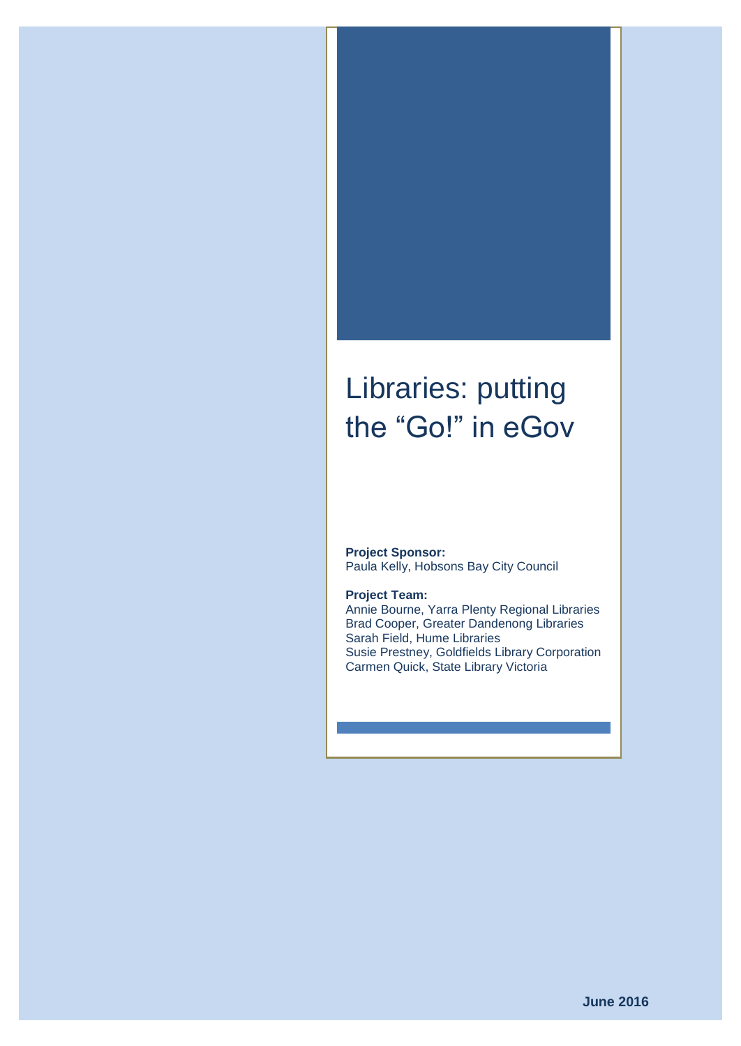# Libraries: putting the “Go!” in eGov

**Project Sponsor:**
Paula Kelly, Hobsons Bay City Council

**Project Team:**
Annie Bourne, Yarra Plenty Regional Libraries
Brad Cooper, Greater Dandenong Libraries
Sarah Field, Hume Libraries
Susie Prestney, Goldfields Library Corporation
Carmen Quick, State Library Victoria

**June 2016**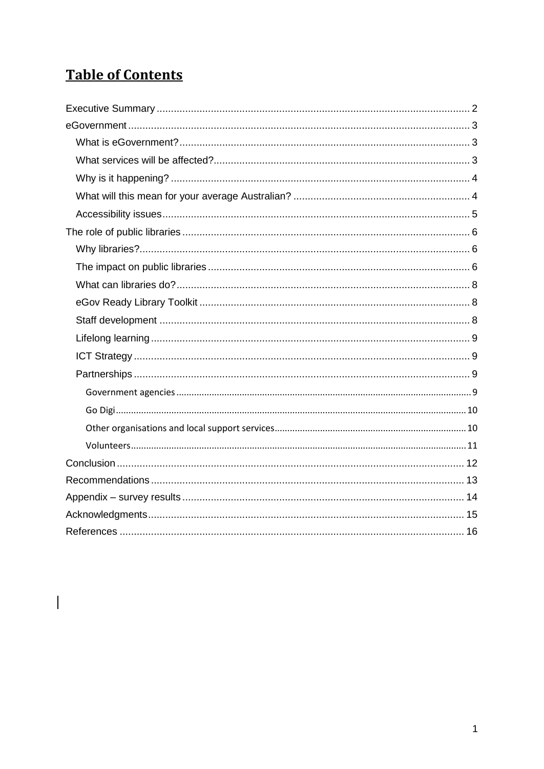# Table of Contents

- Executive Summary ..... 2
- eGovernment ..... 3
  - What is eGovernment? ..... 3
  - What services will be affected? ..... 3
  - Why is it happening? ..... 4
  - What will this mean for your average Australian? ..... 4
  - Accessibility issues ..... 5
- The role of public libraries ..... 6
  - Why libraries? ..... 6
  - The impact on public libraries ..... 6
  - What can libraries do? ..... 8
  - eGov Ready Library Toolkit ..... 8
  - Staff development ..... 8
  - Lifelong learning ..... 9
  - ICT Strategy ..... 9
  - Partnerships ..... 9
    - Government agencies ..... 9
    - Go Digi ..... 10
    - Other organisations and local support services ..... 10
    - Volunteers ..... 11
- Conclusion ..... 12
- Recommendations ..... 13
- Appendix – survey results ..... 14
- Acknowledgments ..... 15
- References ..... 16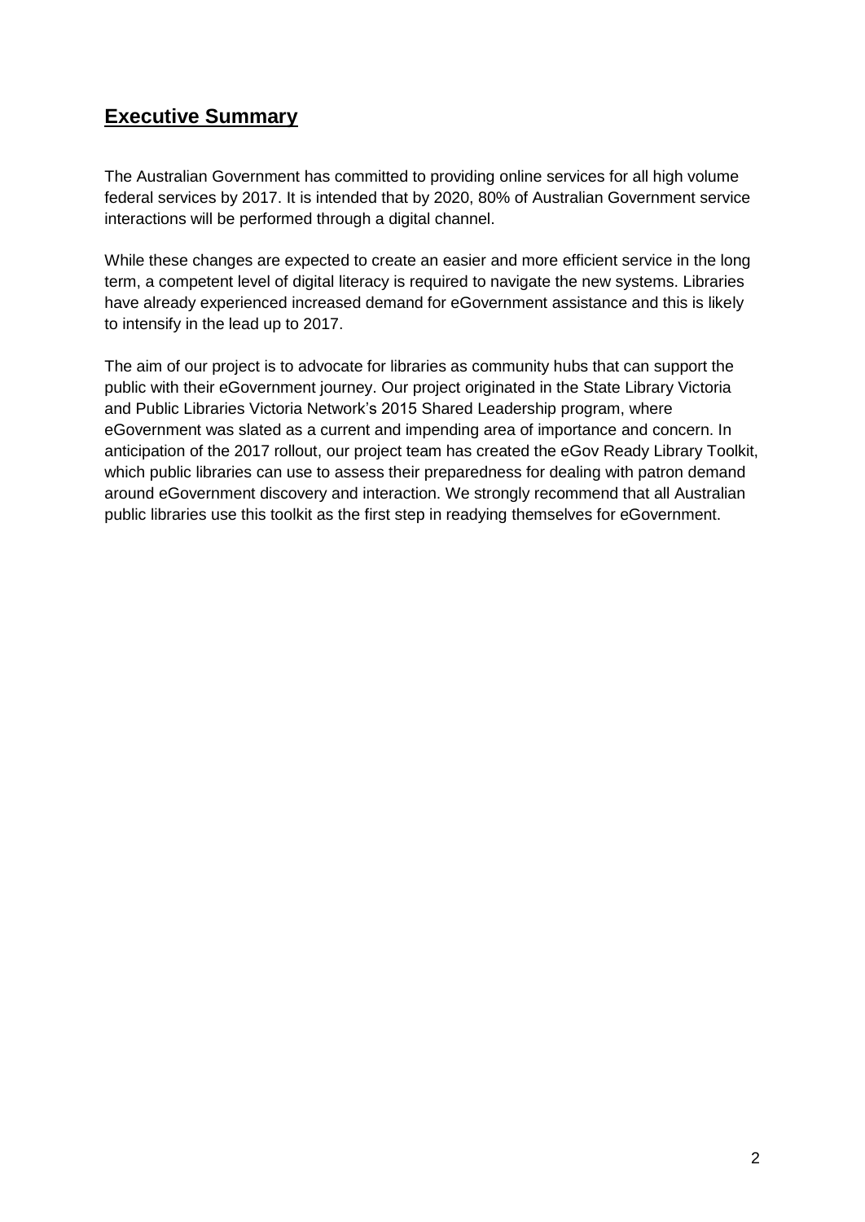## Executive Summary

The Australian Government has committed to providing online services for all high volume federal services by 2017. It is intended that by 2020, 80% of Australian Government service interactions will be performed through a digital channel.

While these changes are expected to create an easier and more efficient service in the long term, a competent level of digital literacy is required to navigate the new systems. Libraries have already experienced increased demand for eGovernment assistance and this is likely to intensify in the lead up to 2017.

The aim of our project is to advocate for libraries as community hubs that can support the public with their eGovernment journey. Our project originated in the State Library Victoria and Public Libraries Victoria Network's 2015 Shared Leadership program, where eGovernment was slated as a current and impending area of importance and concern. In anticipation of the 2017 rollout, our project team has created the eGov Ready Library Toolkit, which public libraries can use to assess their preparedness for dealing with patron demand around eGovernment discovery and interaction. We strongly recommend that all Australian public libraries use this toolkit as the first step in readying themselves for eGovernment.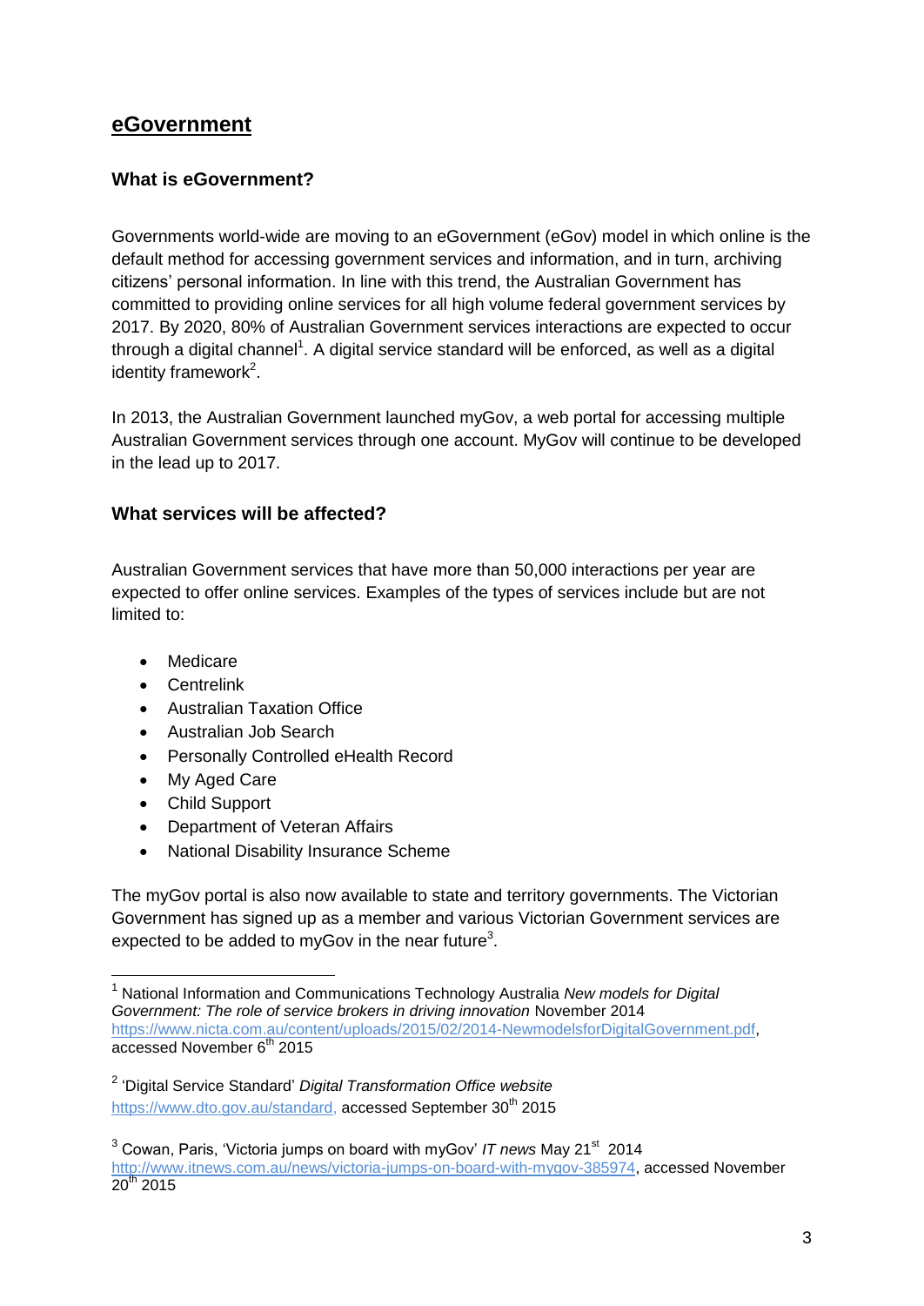## eGovernment

### What is eGovernment?

Governments world-wide are moving to an eGovernment (eGov) model in which online is the default method for accessing government services and information, and in turn, archiving citizens' personal information. In line with this trend, the Australian Government has committed to providing online services for all high volume federal government services by 2017. By 2020, 80% of Australian Government services interactions are expected to occur through a digital channel[1]. A digital service standard will be enforced, as well as a digital identity framework[2].

In 2013, the Australian Government launched myGov, a web portal for accessing multiple Australian Government services through one account. MyGov will continue to be developed in the lead up to 2017.

### What services will be affected?

Australian Government services that have more than 50,000 interactions per year are expected to offer online services. Examples of the types of services include but are not limited to:

- Medicare
- Centrelink
- Australian Taxation Office
- Australian Job Search
- Personally Controlled eHealth Record
- My Aged Care
- Child Support
- Department of Veteran Affairs
- National Disability Insurance Scheme

The myGov portal is also now available to state and territory governments. The Victorian Government has signed up as a member and various Victorian Government services are expected to be added to myGov in the near future[3].

---

[1] National Information and Communications Technology Australia *New models for Digital Government: The role of service brokers in driving innovation* November 2014 https://www.nicta.com.au/content/uploads/2015/02/2014-NewmodelsforDigitalGovernment.pdf, accessed November 6th 2015

[2] 'Digital Service Standard' *Digital Transformation Office website* https://www.dto.gov.au/standard, accessed September 30th 2015

[3] Cowan, Paris, 'Victoria jumps on board with myGov' *IT news* May 21st 2014 http://www.itnews.com.au/news/victoria-jumps-on-board-with-mygov-385974, accessed November 20th 2015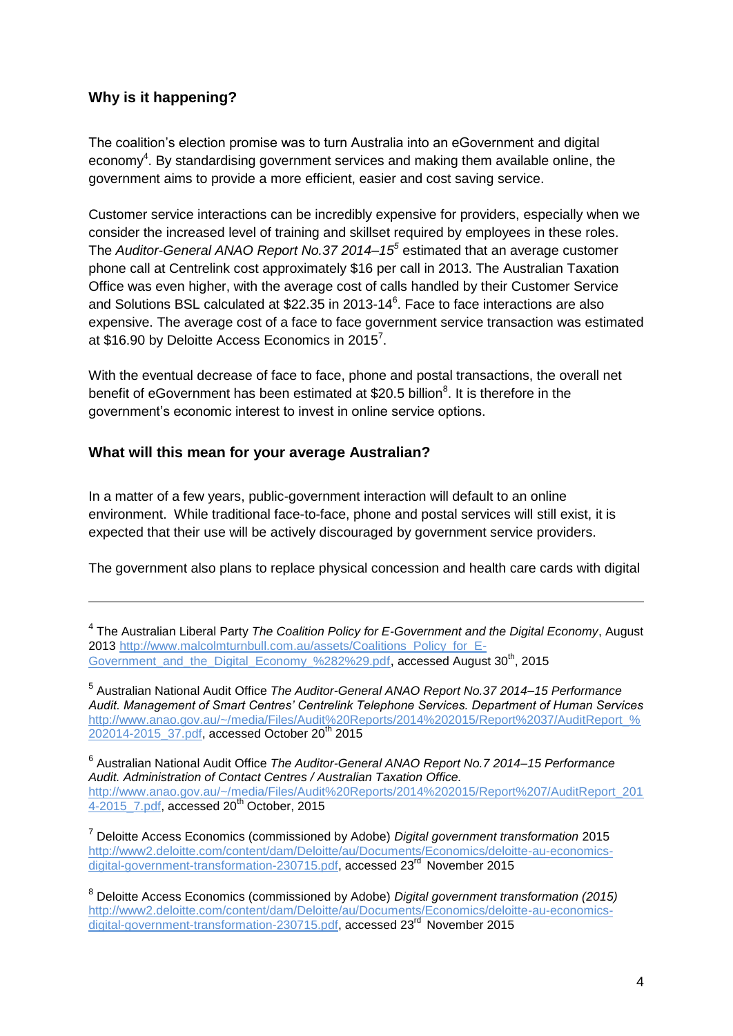## Why is it happening?

The coalition's election promise was to turn Australia into an eGovernment and digital economy[4]. By standardising government services and making them available online, the government aims to provide a more efficient, easier and cost saving service.

Customer service interactions can be incredibly expensive for providers, especially when we consider the increased level of training and skillset required by employees in these roles. The *Auditor-General ANAO Report No.37 2014–15*[5] estimated that an average customer phone call at Centrelink cost approximately $16 per call in 2013. The Australian Taxation Office was even higher, with the average cost of calls handled by their Customer Service and Solutions BSL calculated at $22.35 in 2013-14[6]. Face to face interactions are also expensive. The average cost of a face to face government service transaction was estimated at $16.90 by Deloitte Access Economics in 2015[7].

With the eventual decrease of face to face, phone and postal transactions, the overall net benefit of eGovernment has been estimated at $20.5 billion[8]. It is therefore in the government's economic interest to invest in online service options.

## What will this mean for your average Australian?

In a matter of a few years, public-government interaction will default to an online environment. While traditional face-to-face, phone and postal services will still exist, it is expected that their use will be actively discouraged by government service providers.

The government also plans to replace physical concession and health care cards with digital

---

[4] The Australian Liberal Party *The Coalition Policy for E-Government and the Digital Economy*, August 2013 http://www.malcolmturnbull.com.au/assets/Coalitions_Policy_for_E-Government_and_the_Digital_Economy_%282%29.pdf, accessed August 30th, 2015

[5] Australian National Audit Office *The Auditor-General ANAO Report No.37 2014–15 Performance Audit. Management of Smart Centres' Centrelink Telephone Services. Department of Human Services* http://www.anao.gov.au/~/media/Files/Audit%20Reports/2014%202015/Report%2037/AuditReport_%202014-2015_37.pdf, accessed October 20th 2015

[6] Australian National Audit Office *The Auditor-General ANAO Report No.7 2014–15 Performance Audit. Administration of Contact Centres / Australian Taxation Office.* http://www.anao.gov.au/~/media/Files/Audit%20Reports/2014%202015/Report%207/AuditReport_2014-2015_7.pdf, accessed 20th October, 2015

[7] Deloitte Access Economics (commissioned by Adobe) *Digital government transformation* 2015 http://www2.deloitte.com/content/dam/Deloitte/au/Documents/Economics/deloitte-au-economics-digital-government-transformation-230715.pdf, accessed 23rd November 2015

[8] Deloitte Access Economics (commissioned by Adobe) *Digital government transformation (2015)* http://www2.deloitte.com/content/dam/Deloitte/au/Documents/Economics/deloitte-au-economics-digital-government-transformation-230715.pdf, accessed 23rd November 2015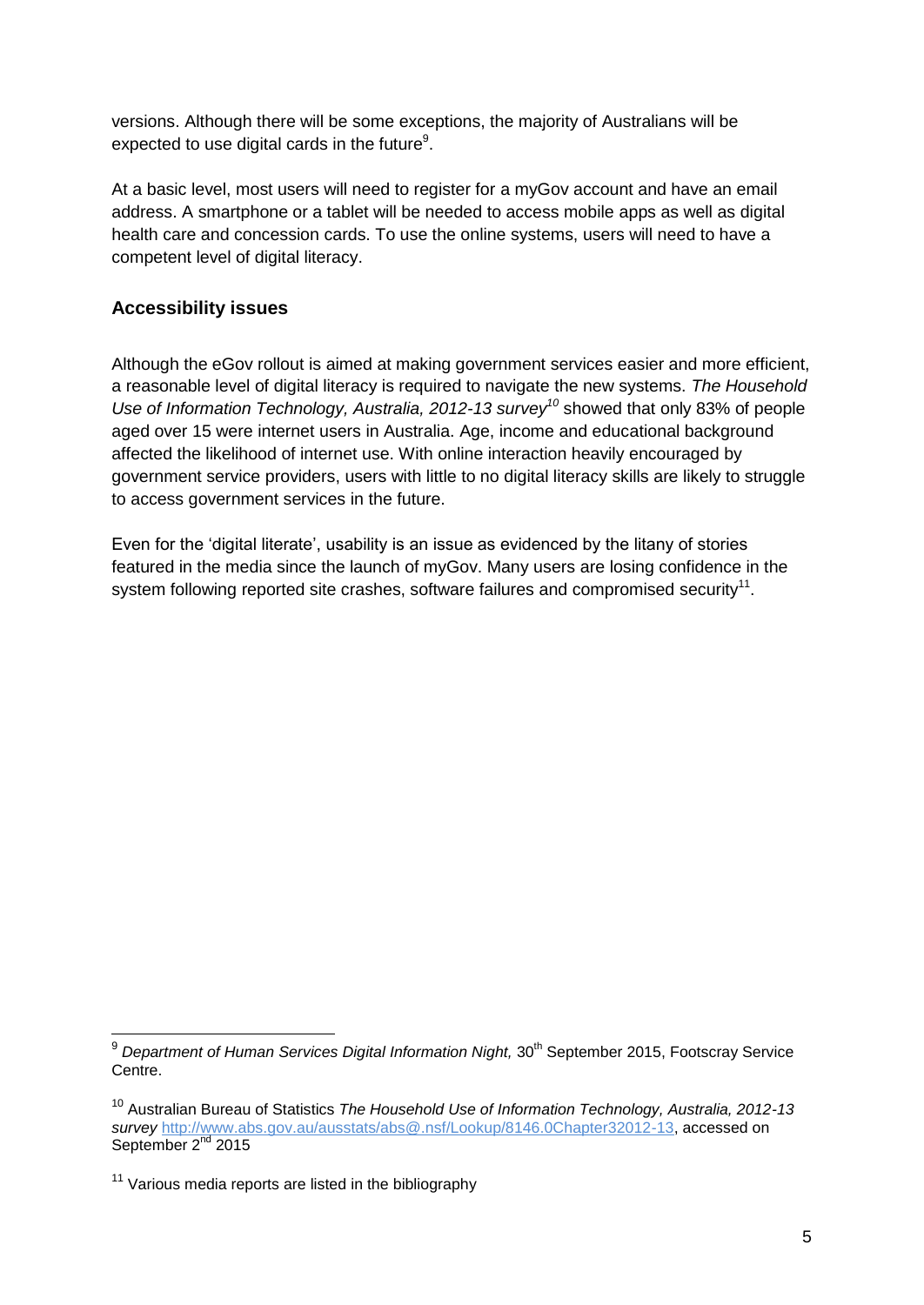versions. Although there will be some exceptions, the majority of Australians will be expected to use digital cards in the future[9].

At a basic level, most users will need to register for a myGov account and have an email address. A smartphone or a tablet will be needed to access mobile apps as well as digital health care and concession cards. To use the online systems, users will need to have a competent level of digital literacy.

## Accessibility issues

Although the eGov rollout is aimed at making government services easier and more efficient, a reasonable level of digital literacy is required to navigate the new systems. *The Household Use of Information Technology, Australia, 2012-13 survey*[10] showed that only 83% of people aged over 15 were internet users in Australia. Age, income and educational background affected the likelihood of internet use. With online interaction heavily encouraged by government service providers, users with little to no digital literacy skills are likely to struggle to access government services in the future.

Even for the 'digital literate', usability is an issue as evidenced by the litany of stories featured in the media since the launch of myGov. Many users are losing confidence in the system following reported site crashes, software failures and compromised security[11].

---

[9] *Department of Human Services Digital Information Night,* 30th September 2015, Footscray Service Centre.

[10] Australian Bureau of Statistics *The Household Use of Information Technology, Australia, 2012-13 survey* http://www.abs.gov.au/ausstats/abs@.nsf/Lookup/8146.0Chapter32012-13, accessed on September 2nd 2015

[11] Various media reports are listed in the bibliography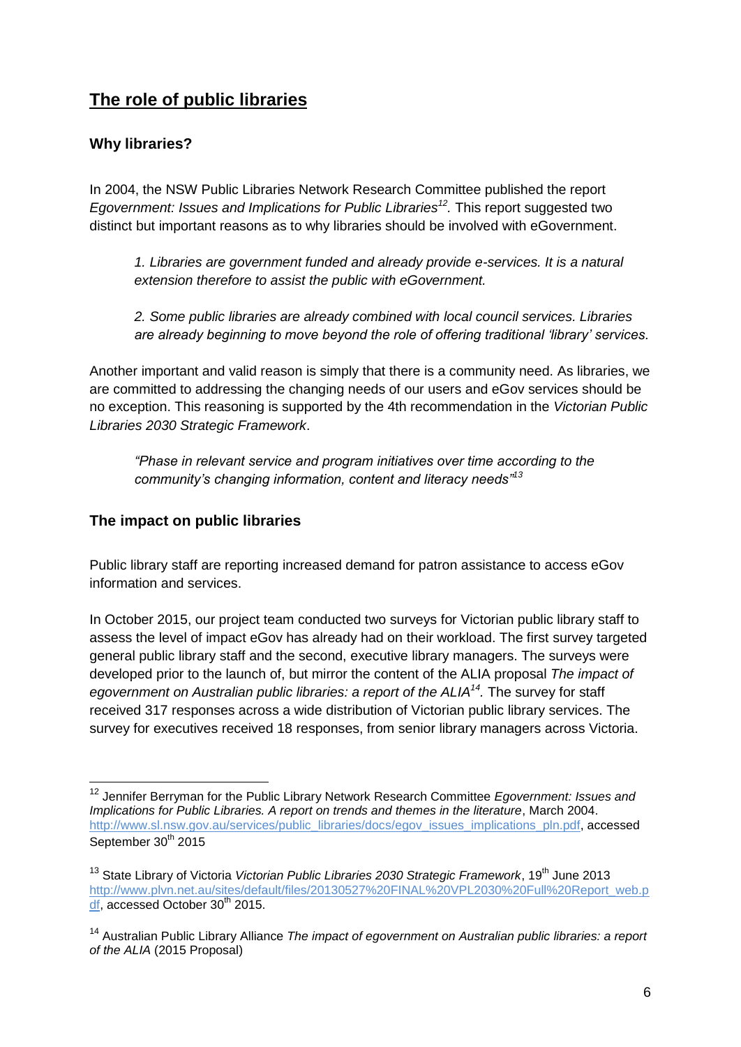## The role of public libraries

### Why libraries?

In 2004, the NSW Public Libraries Network Research Committee published the report *Egovernment: Issues and Implications for Public Libraries*[12]*.* This report suggested two distinct but important reasons as to why libraries should be involved with eGovernment.

> *1. Libraries are government funded and already provide e-services. It is a natural extension therefore to assist the public with eGovernment.*
>
> *2. Some public libraries are already combined with local council services. Libraries are already beginning to move beyond the role of offering traditional 'library' services.*

Another important and valid reason is simply that there is a community need. As libraries, we are committed to addressing the changing needs of our users and eGov services should be no exception. This reasoning is supported by the 4th recommendation in the *Victorian Public Libraries 2030 Strategic Framework*.

> *"Phase in relevant service and program initiatives over time according to the community's changing information, content and literacy needs"*[13]

### The impact on public libraries

Public library staff are reporting increased demand for patron assistance to access eGov information and services.

In October 2015, our project team conducted two surveys for Victorian public library staff to assess the level of impact eGov has already had on their workload. The first survey targeted general public library staff and the second, executive library managers. The surveys were developed prior to the launch of, but mirror the content of the ALIA proposal *The impact of egovernment on Australian public libraries: a report of the ALIA*[14]*.* The survey for staff received 317 responses across a wide distribution of Victorian public library services. The survey for executives received 18 responses, from senior library managers across Victoria.

---

[12] Jennifer Berryman for the Public Library Network Research Committee *Egovernment: Issues and Implications for Public Libraries. A report on trends and themes in the literature*, March 2004. http://www.sl.nsw.gov.au/services/public_libraries/docs/egov_issues_implications_pln.pdf, accessed September 30th 2015

[13] State Library of Victoria *Victorian Public Libraries 2030 Strategic Framework*, 19th June 2013 http://www.plvn.net.au/sites/default/files/20130527%20FINAL%20VPL2030%20Full%20Report_web.pdf, accessed October 30th 2015.

[14] Australian Public Library Alliance *The impact of egovernment on Australian public libraries: a report of the ALIA* (2015 Proposal)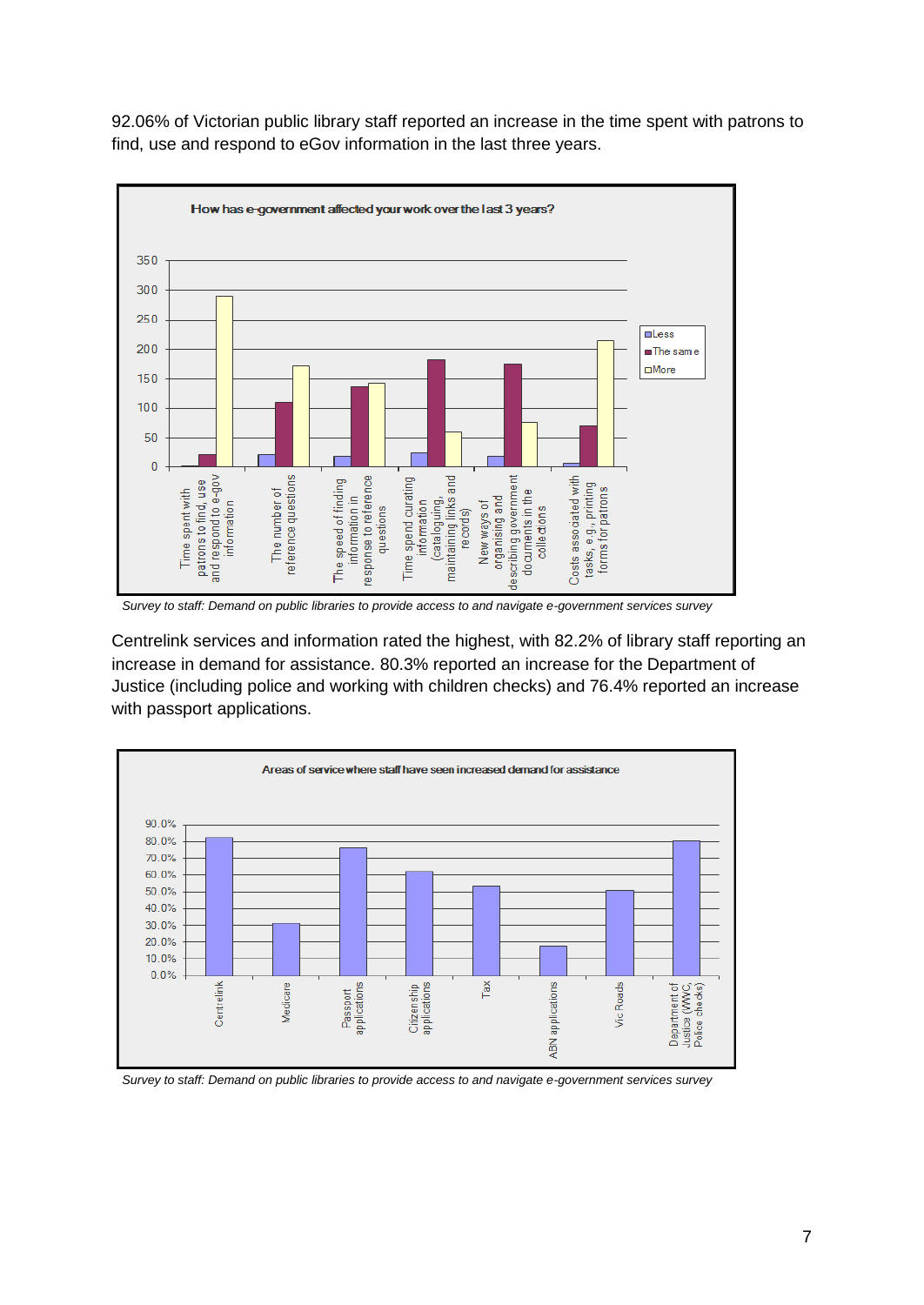92.06% of Victorian public library staff reported an increase in the time spent with patrons to find, use and respond to eGov information in the last three years.

**How has e-government affected your work over the last 3 years?**

| | Less | The same | More |
|---|---|---|---|
| Time spent with patrons to find, use and respond to e-gov information | ~2 | ~20 | ~290 |
| The number of reference questions | ~20 | ~110 | ~172 |
| The speed of finding information in response to reference questions | ~18 | ~137 | ~142 |
| Time spend curating information (cataloguing, maintaining links and records) | ~24 | ~182 | ~60 |
| New ways of organising and describing government documents in the collections | ~18 | ~175 | ~76 |
| Costs associated with tasks, e.g., printing forms for patrons | ~6 | ~70 | ~215 |

*Survey to staff: Demand on public libraries to provide access to and navigate e-government services survey*

Centrelink services and information rated the highest, with 82.2% of library staff reporting an increase in demand for assistance. 80.3% reported an increase for the Department of Justice (including police and working with children checks) and 76.4% reported an increase with passport applications.

**Areas of service where staff have seen increased demand for assistance**

| Area | Percentage |
|---|---|
| Centrelink | ~82% |
| Medicare | ~31% |
| Passport applications | ~76% |
| Citizenship applications | ~62% |
| Tax | ~53% |
| ABN applications | ~18% |
| Vic Roads | ~51% |
| Department of Justice (WWC, Police checks) | ~80% |

*Survey to staff: Demand on public libraries to provide access to and navigate e-government services survey*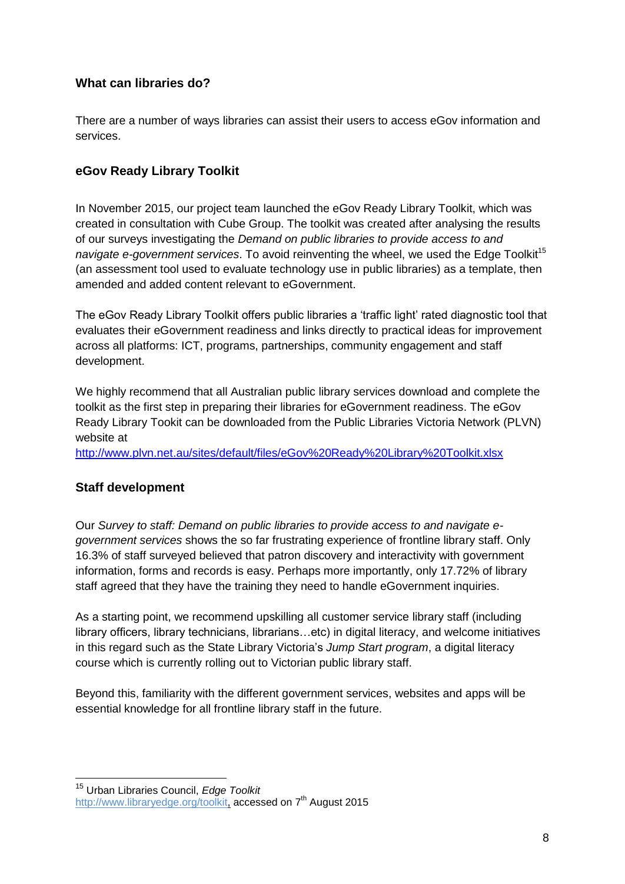## What can libraries do?

There are a number of ways libraries can assist their users to access eGov information and services.

## eGov Ready Library Toolkit

In November 2015, our project team launched the eGov Ready Library Toolkit, which was created in consultation with Cube Group. The toolkit was created after analysing the results of our surveys investigating the *Demand on public libraries to provide access to and navigate e-government services*. To avoid reinventing the wheel, we used the Edge Toolkit[15] (an assessment tool used to evaluate technology use in public libraries) as a template, then amended and added content relevant to eGovernment.

The eGov Ready Library Toolkit offers public libraries a 'traffic light' rated diagnostic tool that evaluates their eGovernment readiness and links directly to practical ideas for improvement across all platforms: ICT, programs, partnerships, community engagement and staff development.

We highly recommend that all Australian public library services download and complete the toolkit as the first step in preparing their libraries for eGovernment readiness. The eGov Ready Library Tookit can be downloaded from the Public Libraries Victoria Network (PLVN) website at
http://www.plvn.net.au/sites/default/files/eGov%20Ready%20Library%20Toolkit.xlsx

## Staff development

Our *Survey to staff: Demand on public libraries to provide access to and navigate e-government services* shows the so far frustrating experience of frontline library staff. Only 16.3% of staff surveyed believed that patron discovery and interactivity with government information, forms and records is easy. Perhaps more importantly, only 17.72% of library staff agreed that they have the training they need to handle eGovernment inquiries.

As a starting point, we recommend upskilling all customer service library staff (including library officers, library technicians, librarians…etc) in digital literacy, and welcome initiatives in this regard such as the State Library Victoria's *Jump Start program*, a digital literacy course which is currently rolling out to Victorian public library staff.

Beyond this, familiarity with the different government services, websites and apps will be essential knowledge for all frontline library staff in the future.

---

[15] Urban Libraries Council, *Edge Toolkit*
http://www.libraryedge.org/toolkit, accessed on 7th August 2015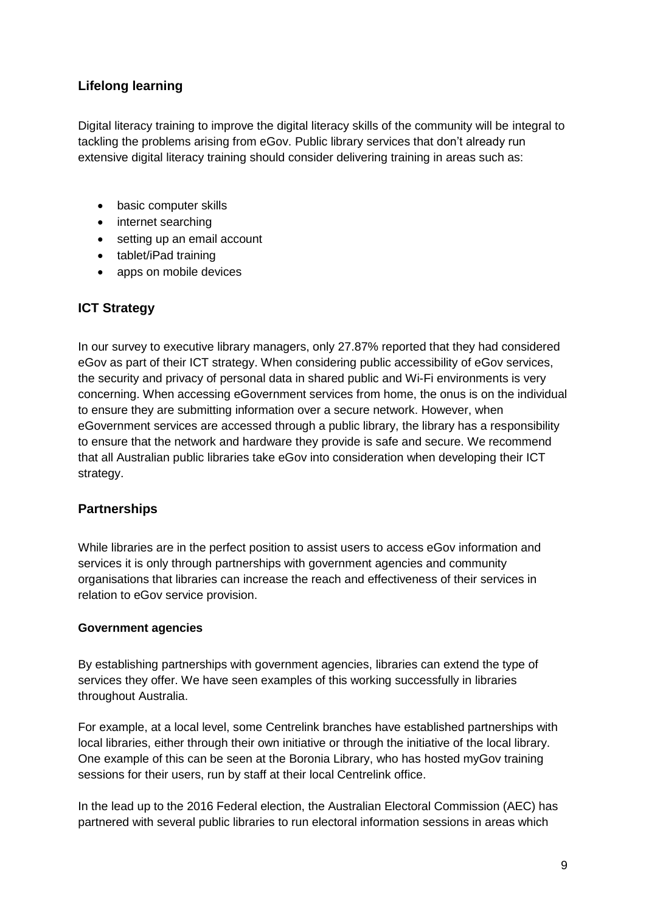## Lifelong learning

Digital literacy training to improve the digital literacy skills of the community will be integral to tackling the problems arising from eGov. Public library services that don't already run extensive digital literacy training should consider delivering training in areas such as:

- basic computer skills
- internet searching
- setting up an email account
- tablet/iPad training
- apps on mobile devices

## ICT Strategy

In our survey to executive library managers, only 27.87% reported that they had considered eGov as part of their ICT strategy. When considering public accessibility of eGov services, the security and privacy of personal data in shared public and Wi-Fi environments is very concerning. When accessing eGovernment services from home, the onus is on the individual to ensure they are submitting information over a secure network. However, when eGovernment services are accessed through a public library, the library has a responsibility to ensure that the network and hardware they provide is safe and secure. We recommend that all Australian public libraries take eGov into consideration when developing their ICT strategy.

## Partnerships

While libraries are in the perfect position to assist users to access eGov information and services it is only through partnerships with government agencies and community organisations that libraries can increase the reach and effectiveness of their services in relation to eGov service provision.

### Government agencies

By establishing partnerships with government agencies, libraries can extend the type of services they offer. We have seen examples of this working successfully in libraries throughout Australia.

For example, at a local level, some Centrelink branches have established partnerships with local libraries, either through their own initiative or through the initiative of the local library. One example of this can be seen at the Boronia Library, who has hosted myGov training sessions for their users, run by staff at their local Centrelink office.

In the lead up to the 2016 Federal election, the Australian Electoral Commission (AEC) has partnered with several public libraries to run electoral information sessions in areas which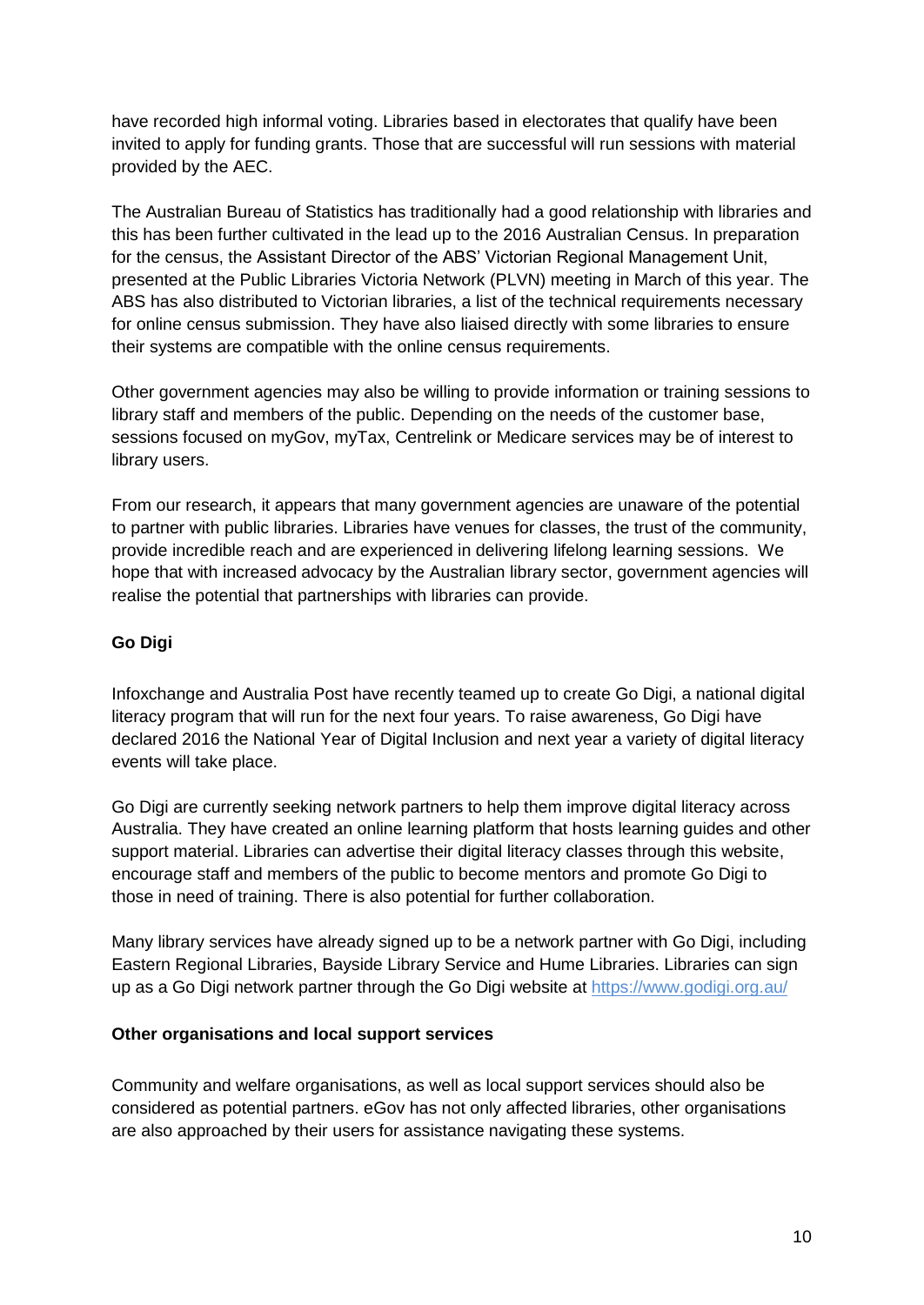have recorded high informal voting. Libraries based in electorates that qualify have been invited to apply for funding grants. Those that are successful will run sessions with material provided by the AEC.

The Australian Bureau of Statistics has traditionally had a good relationship with libraries and this has been further cultivated in the lead up to the 2016 Australian Census. In preparation for the census, the Assistant Director of the ABS' Victorian Regional Management Unit, presented at the Public Libraries Victoria Network (PLVN) meeting in March of this year. The ABS has also distributed to Victorian libraries, a list of the technical requirements necessary for online census submission. They have also liaised directly with some libraries to ensure their systems are compatible with the online census requirements.

Other government agencies may also be willing to provide information or training sessions to library staff and members of the public. Depending on the needs of the customer base, sessions focused on myGov, myTax, Centrelink or Medicare services may be of interest to library users.

From our research, it appears that many government agencies are unaware of the potential to partner with public libraries. Libraries have venues for classes, the trust of the community, provide incredible reach and are experienced in delivering lifelong learning sessions. We hope that with increased advocacy by the Australian library sector, government agencies will realise the potential that partnerships with libraries can provide.

**Go Digi**

Infoxchange and Australia Post have recently teamed up to create Go Digi, a national digital literacy program that will run for the next four years. To raise awareness, Go Digi have declared 2016 the National Year of Digital Inclusion and next year a variety of digital literacy events will take place.

Go Digi are currently seeking network partners to help them improve digital literacy across Australia. They have created an online learning platform that hosts learning guides and other support material. Libraries can advertise their digital literacy classes through this website, encourage staff and members of the public to become mentors and promote Go Digi to those in need of training. There is also potential for further collaboration.

Many library services have already signed up to be a network partner with Go Digi, including Eastern Regional Libraries, Bayside Library Service and Hume Libraries. Libraries can sign up as a Go Digi network partner through the Go Digi website at https://www.godigi.org.au/

**Other organisations and local support services**

Community and welfare organisations, as well as local support services should also be considered as potential partners. eGov has not only affected libraries, other organisations are also approached by their users for assistance navigating these systems.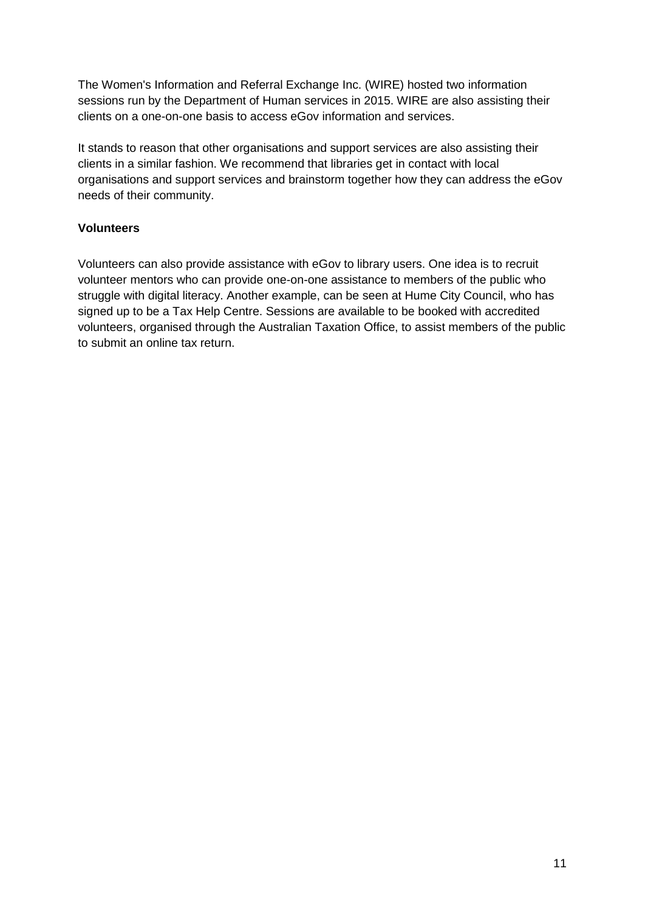The Women's Information and Referral Exchange Inc. (WIRE) hosted two information sessions run by the Department of Human services in 2015. WIRE are also assisting their clients on a one-on-one basis to access eGov information and services.

It stands to reason that other organisations and support services are also assisting their clients in a similar fashion. We recommend that libraries get in contact with local organisations and support services and brainstorm together how they can address the eGov needs of their community.

**Volunteers**

Volunteers can also provide assistance with eGov to library users. One idea is to recruit volunteer mentors who can provide one-on-one assistance to members of the public who struggle with digital literacy. Another example, can be seen at Hume City Council, who has signed up to be a Tax Help Centre. Sessions are available to be booked with accredited volunteers, organised through the Australian Taxation Office, to assist members of the public to submit an online tax return.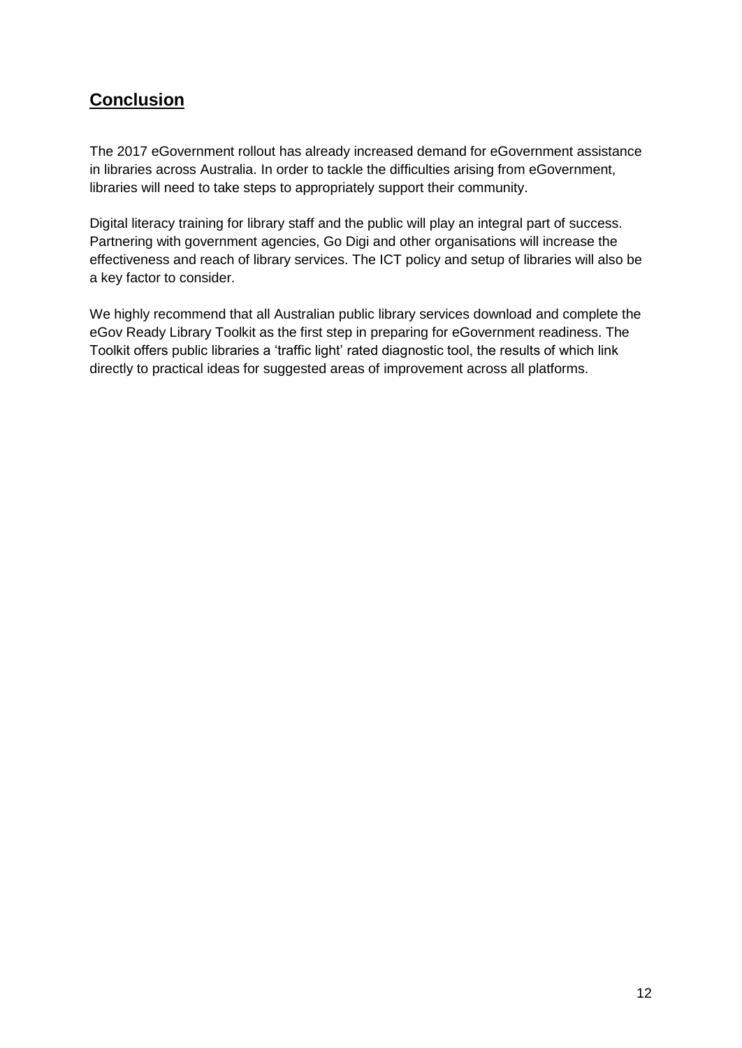## Conclusion

The 2017 eGovernment rollout has already increased demand for eGovernment assistance in libraries across Australia. In order to tackle the difficulties arising from eGovernment, libraries will need to take steps to appropriately support their community.

Digital literacy training for library staff and the public will play an integral part of success. Partnering with government agencies, Go Digi and other organisations will increase the effectiveness and reach of library services. The ICT policy and setup of libraries will also be a key factor to consider.

We highly recommend that all Australian public library services download and complete the eGov Ready Library Toolkit as the first step in preparing for eGovernment readiness. The Toolkit offers public libraries a 'traffic light' rated diagnostic tool, the results of which link directly to practical ideas for suggested areas of improvement across all platforms.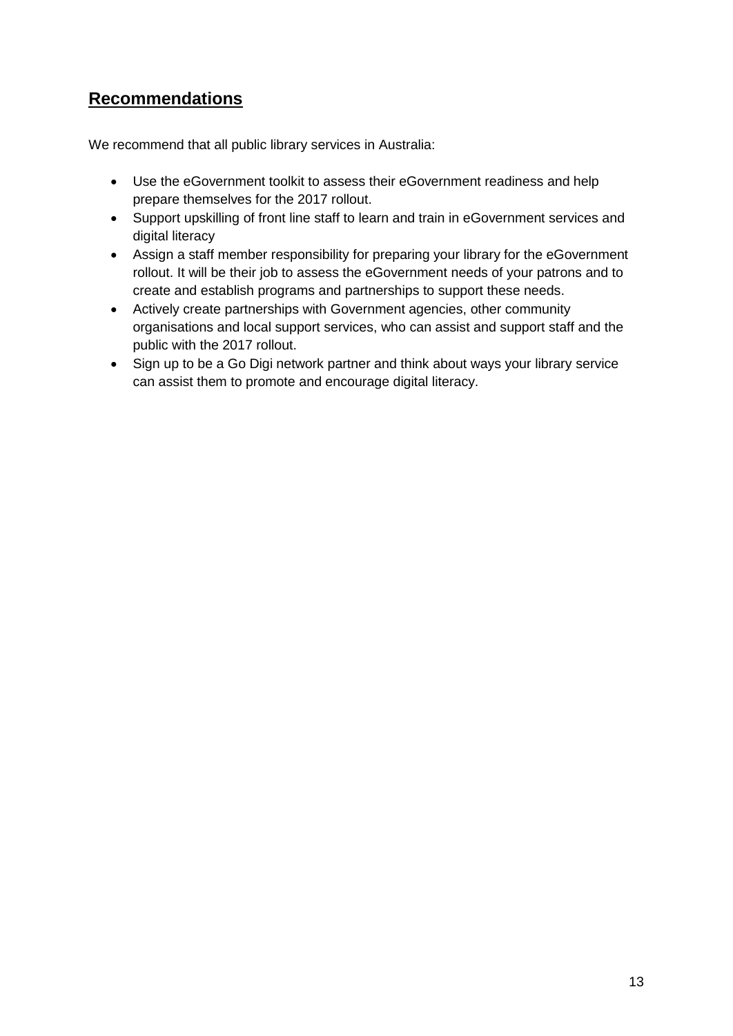## Recommendations

We recommend that all public library services in Australia:

- Use the eGovernment toolkit to assess their eGovernment readiness and help prepare themselves for the 2017 rollout.
- Support upskilling of front line staff to learn and train in eGovernment services and digital literacy
- Assign a staff member responsibility for preparing your library for the eGovernment rollout. It will be their job to assess the eGovernment needs of your patrons and to create and establish programs and partnerships to support these needs.
- Actively create partnerships with Government agencies, other community organisations and local support services, who can assist and support staff and the public with the 2017 rollout.
- Sign up to be a Go Digi network partner and think about ways your library service can assist them to promote and encourage digital literacy.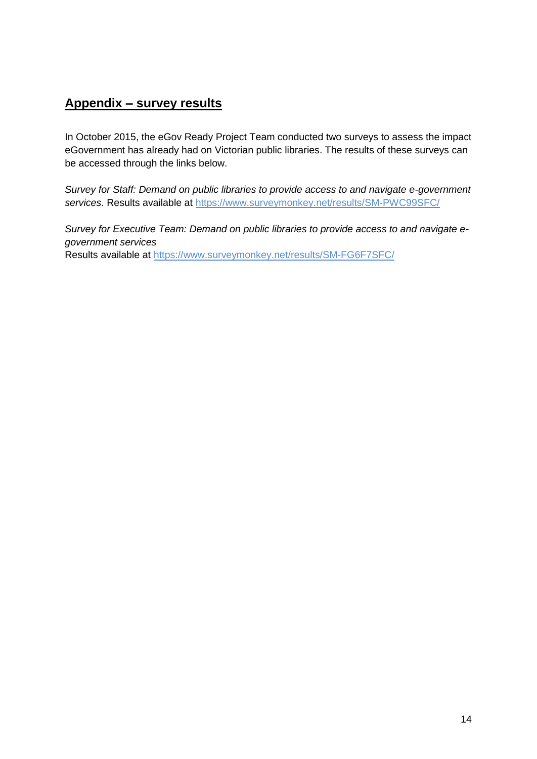## Appendix – survey results

In October 2015, the eGov Ready Project Team conducted two surveys to assess the impact eGovernment has already had on Victorian public libraries. The results of these surveys can be accessed through the links below.

*Survey for Staff: Demand on public libraries to provide access to and navigate e-government services*. Results available at https://www.surveymonkey.net/results/SM-PWC99SFC/

*Survey for Executive Team: Demand on public libraries to provide access to and navigate e-government services*
Results available at https://www.surveymonkey.net/results/SM-FG6F7SFC/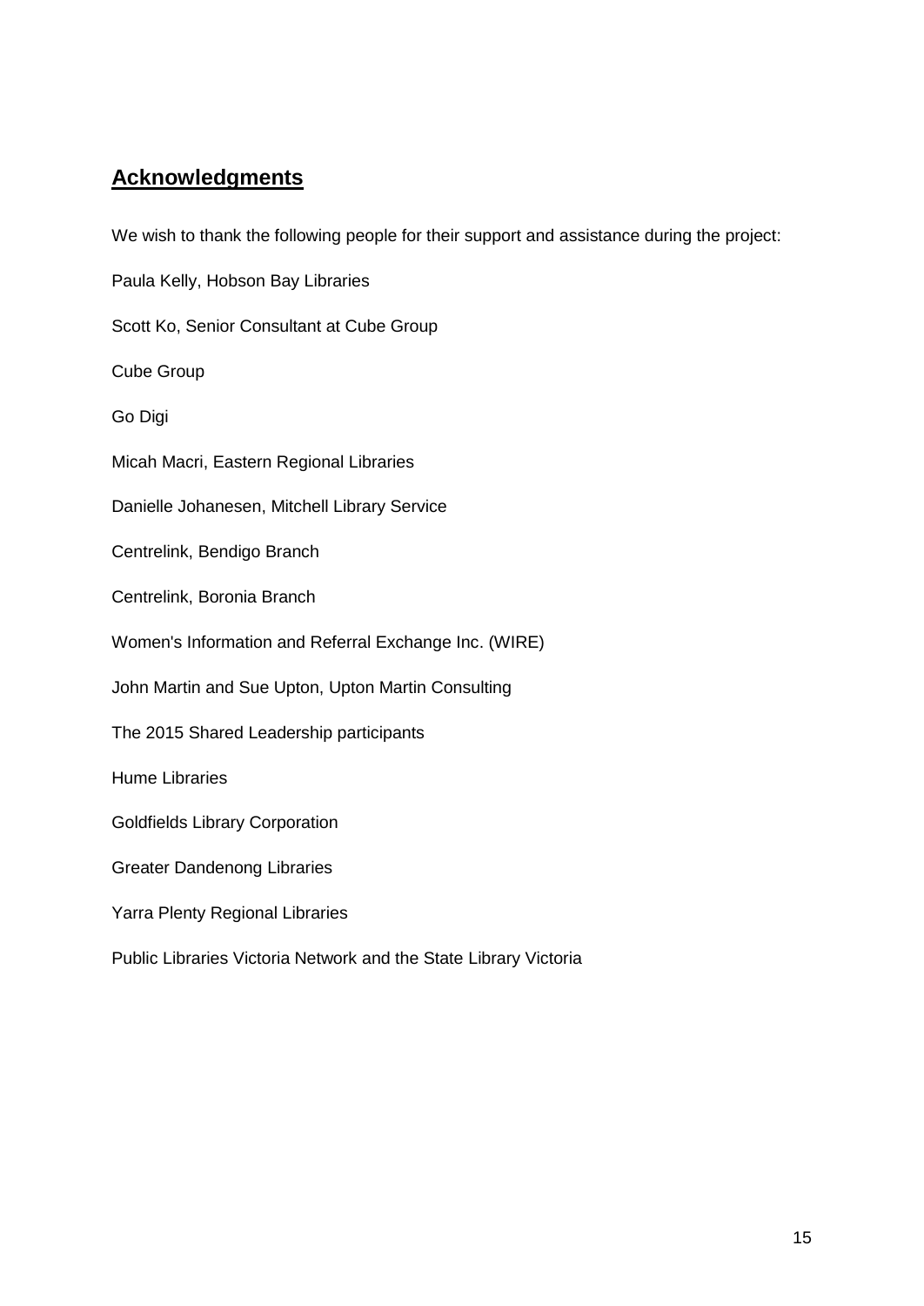## Acknowledgments

We wish to thank the following people for their support and assistance during the project:

Paula Kelly, Hobson Bay Libraries

Scott Ko, Senior Consultant at Cube Group

Cube Group

Go Digi

Micah Macri, Eastern Regional Libraries

Danielle Johanesen, Mitchell Library Service

Centrelink, Bendigo Branch

Centrelink, Boronia Branch

Women's Information and Referral Exchange Inc. (WIRE)

John Martin and Sue Upton, Upton Martin Consulting

The 2015 Shared Leadership participants

Hume Libraries

Goldfields Library Corporation

Greater Dandenong Libraries

Yarra Plenty Regional Libraries

Public Libraries Victoria Network and the State Library Victoria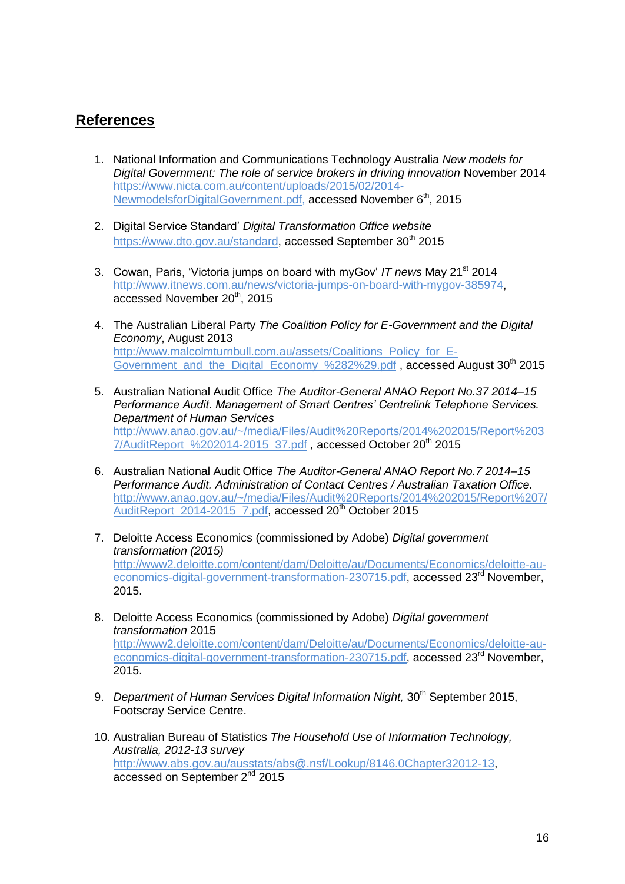## References

1. National Information and Communications Technology Australia *New models for Digital Government: The role of service brokers in driving innovation* November 2014 https://www.nicta.com.au/content/uploads/2015/02/2014-NewmodelsforDigitalGovernment.pdf, accessed November 6th, 2015

2. Digital Service Standard' *Digital Transformation Office website* https://www.dto.gov.au/standard, accessed September 30th 2015

3. Cowan, Paris, 'Victoria jumps on board with myGov' *IT news* May 21st 2014 http://www.itnews.com.au/news/victoria-jumps-on-board-with-mygov-385974, accessed November 20th, 2015

4. The Australian Liberal Party *The Coalition Policy for E-Government and the Digital Economy*, August 2013 http://www.malcolmturnbull.com.au/assets/Coalitions_Policy_for_E-Government_and_the_Digital_Economy_%282%29.pdf , accessed August 30th 2015

5. Australian National Audit Office *The Auditor-General ANAO Report No.37 2014–15 Performance Audit. Management of Smart Centres' Centrelink Telephone Services. Department of Human Services* http://www.anao.gov.au/~/media/Files/Audit%20Reports/2014%202015/Report%2037/AuditReport_%202014-2015_37.pdf , accessed October 20th 2015

6. Australian National Audit Office *The Auditor-General ANAO Report No.7 2014–15 Performance Audit. Administration of Contact Centres / Australian Taxation Office.* http://www.anao.gov.au/~/media/Files/Audit%20Reports/2014%202015/Report%207/AuditReport_2014-2015_7.pdf, accessed 20th October 2015

7. Deloitte Access Economics (commissioned by Adobe) *Digital government transformation (2015)* http://www2.deloitte.com/content/dam/Deloitte/au/Documents/Economics/deloitte-au-economics-digital-government-transformation-230715.pdf, accessed 23rd November, 2015.

8. Deloitte Access Economics (commissioned by Adobe) *Digital government transformation* 2015 http://www2.deloitte.com/content/dam/Deloitte/au/Documents/Economics/deloitte-au-economics-digital-government-transformation-230715.pdf, accessed 23rd November, 2015.

9. *Department of Human Services Digital Information Night,* 30th September 2015, Footscray Service Centre.

10. Australian Bureau of Statistics *The Household Use of Information Technology, Australia, 2012-13 survey* http://www.abs.gov.au/ausstats/abs@.nsf/Lookup/8146.0Chapter32012-13, accessed on September 2nd 2015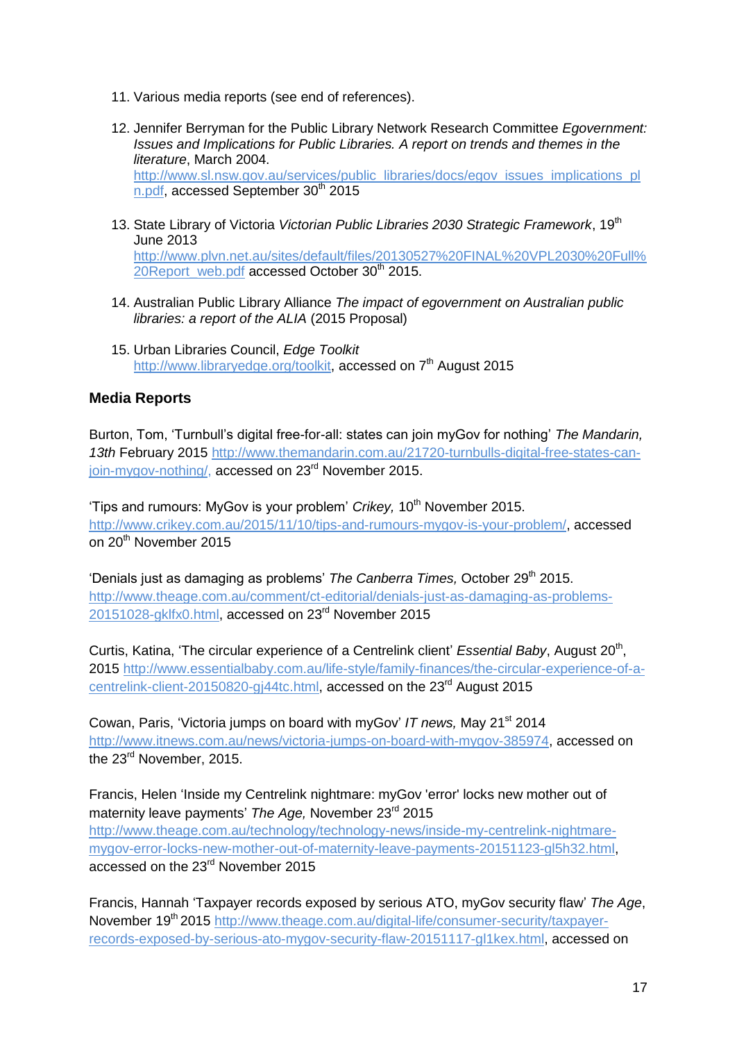11. Various media reports (see end of references).

12. Jennifer Berryman for the Public Library Network Research Committee *Egovernment: Issues and Implications for Public Libraries. A report on trends and themes in the literature*, March 2004. http://www.sl.nsw.gov.au/services/public_libraries/docs/egov_issues_implications_pln.pdf, accessed September 30th 2015

13. State Library of Victoria *Victorian Public Libraries 2030 Strategic Framework*, 19th June 2013 http://www.plvn.net.au/sites/default/files/20130527%20FINAL%20VPL2030%20Full%20Report_web.pdf accessed October 30th 2015.

14. Australian Public Library Alliance *The impact of egovernment on Australian public libraries: a report of the ALIA* (2015 Proposal)

15. Urban Libraries Council, *Edge Toolkit* http://www.libraryedge.org/toolkit, accessed on 7th August 2015

## Media Reports

Burton, Tom, 'Turnbull's digital free-for-all: states can join myGov for nothing' *The Mandarin, 13th* February 2015 http://www.themandarin.com.au/21720-turnbulls-digital-free-states-can-join-mygov-nothing/, accessed on 23rd November 2015.

'Tips and rumours: MyGov is your problem' *Crikey,* 10th November 2015. http://www.crikey.com.au/2015/11/10/tips-and-rumours-mygov-is-your-problem/, accessed on 20th November 2015

'Denials just as damaging as problems' *The Canberra Times,* October 29th 2015. http://www.theage.com.au/comment/ct-editorial/denials-just-as-damaging-as-problems-20151028-gklfx0.html, accessed on 23rd November 2015

Curtis, Katina, 'The circular experience of a Centrelink client' *Essential Baby*, August 20th, 2015 http://www.essentialbaby.com.au/life-style/family-finances/the-circular-experience-of-a-centrelink-client-20150820-gj44tc.html, accessed on the 23rd August 2015

Cowan, Paris, 'Victoria jumps on board with myGov' *IT news,* May 21st 2014 http://www.itnews.com.au/news/victoria-jumps-on-board-with-mygov-385974, accessed on the 23rd November, 2015.

Francis, Helen 'Inside my Centrelink nightmare: myGov 'error' locks new mother out of maternity leave payments' *The Age,* November 23rd 2015 http://www.theage.com.au/technology/technology-news/inside-my-centrelink-nightmare-mygov-error-locks-new-mother-out-of-maternity-leave-payments-20151123-gl5h32.html, accessed on the 23rd November 2015

Francis, Hannah 'Taxpayer records exposed by serious ATO, myGov security flaw' *The Age*, November 19th 2015 http://www.theage.com.au/digital-life/consumer-security/taxpayer-records-exposed-by-serious-ato-mygov-security-flaw-20151117-gl1kex.html, accessed on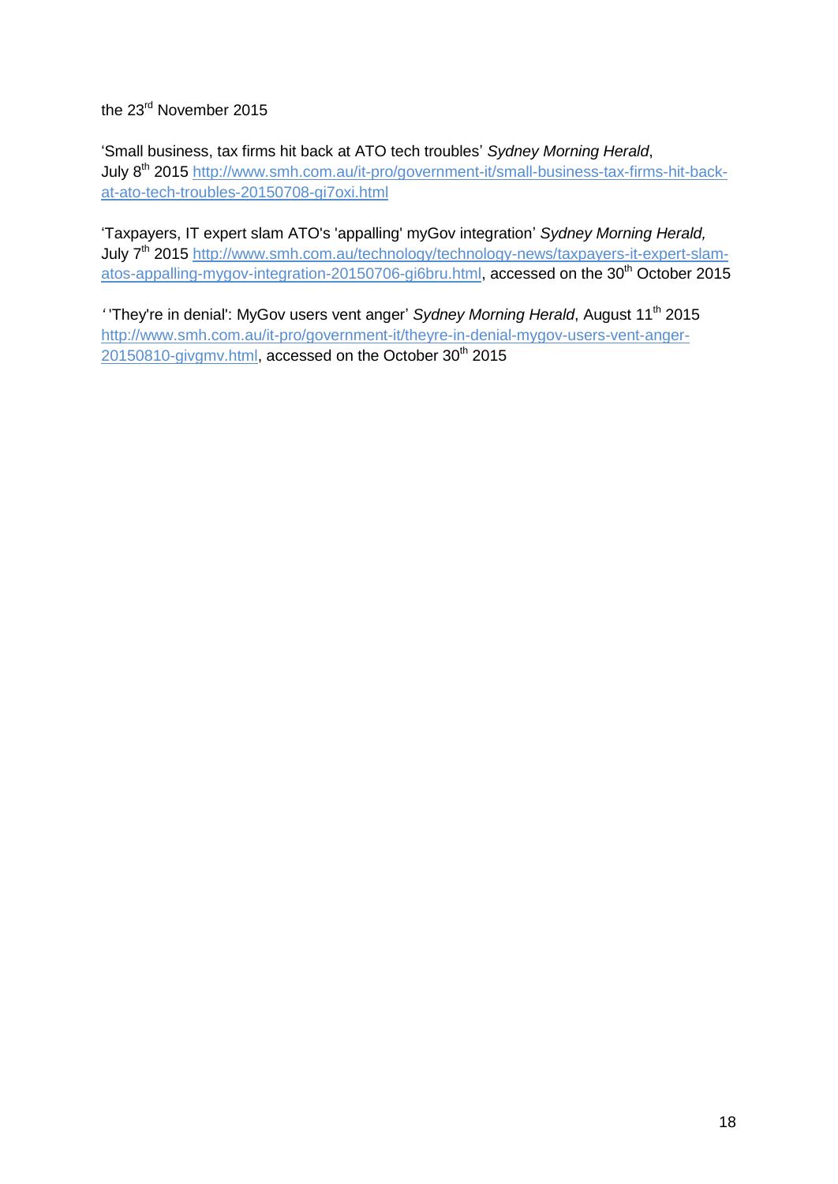the 23rd November 2015

'Small business, tax firms hit back at ATO tech troubles' *Sydney Morning Herald*, July 8th 2015 http://www.smh.com.au/it-pro/government-it/small-business-tax-firms-hit-back-at-ato-tech-troubles-20150708-gi7oxi.html

'Taxpayers, IT expert slam ATO's 'appalling' myGov integration' *Sydney Morning Herald,* July 7th 2015 http://www.smh.com.au/technology/technology-news/taxpayers-it-expert-slam-atos-appalling-mygov-integration-20150706-gi6bru.html, accessed on the 30th October 2015

''They're in denial': MyGov users vent anger' *Sydney Morning Herald*, August 11th 2015 http://www.smh.com.au/it-pro/government-it/theyre-in-denial-mygov-users-vent-anger-20150810-givgmv.html, accessed on the October 30th 2015